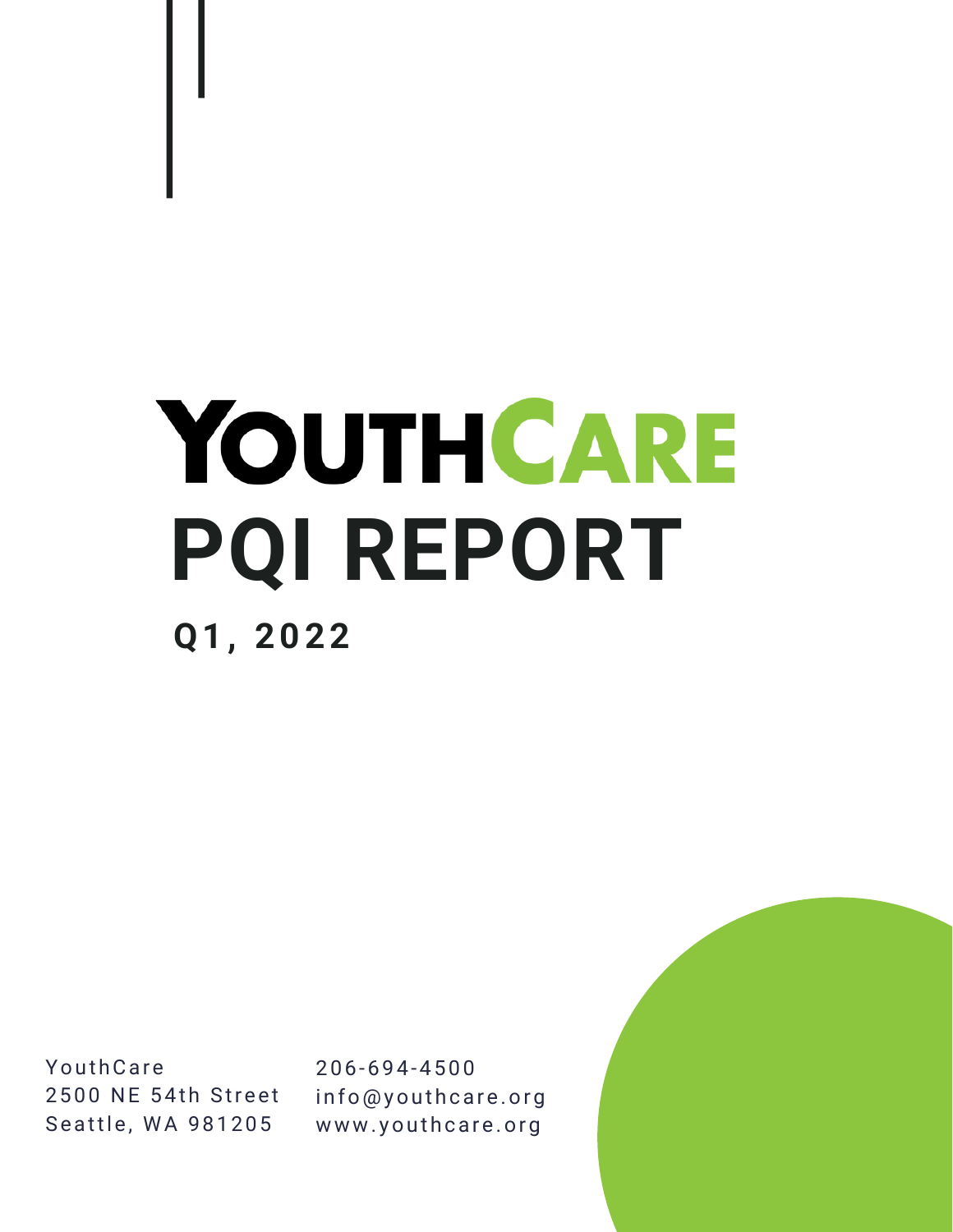# YOUTHCARE

# PQI REPORT

## Q1, 2022

YouthCare
2500 NE 54th Street
Seattle, WA 981205

206-694-4500
info@youthcare.org
www.youthcare.org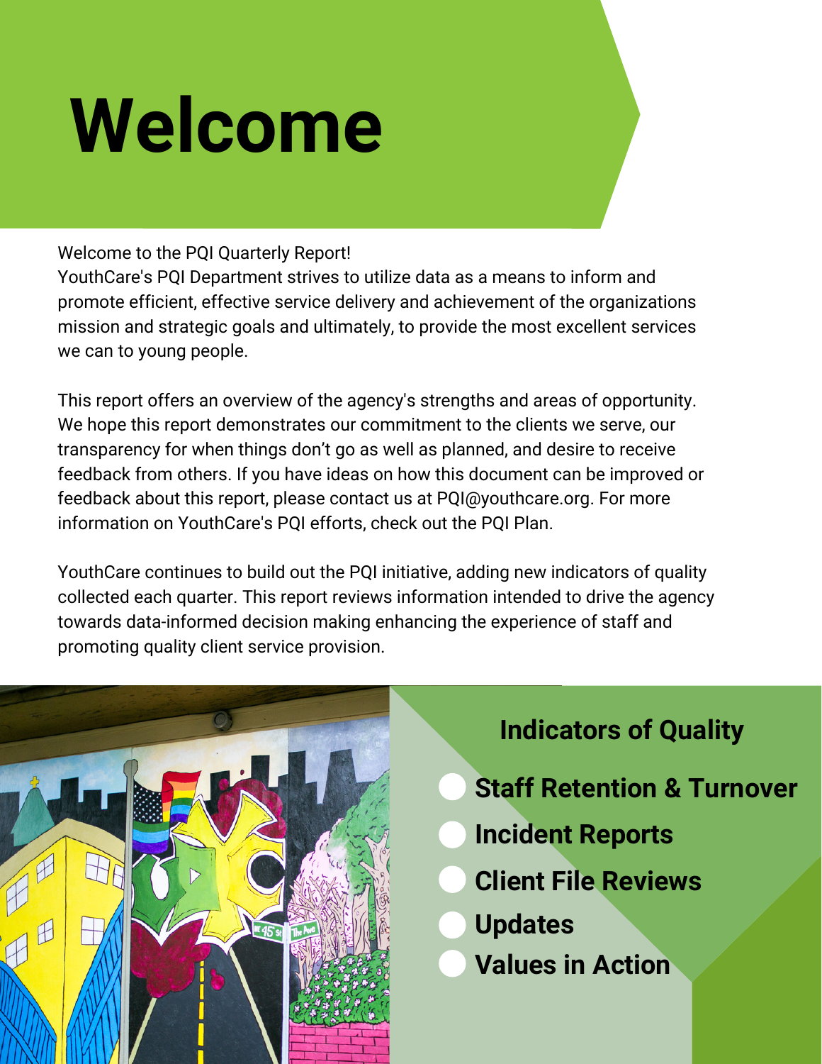# Welcome

Welcome to the PQI Quarterly Report!
YouthCare's PQI Department strives to utilize data as a means to inform and promote efficient, effective service delivery and achievement of the organizations mission and strategic goals and ultimately, to provide the most excellent services we can to young people.

This report offers an overview of the agency's strengths and areas of opportunity. We hope this report demonstrates our commitment to the clients we serve, our transparency for when things don't go as well as planned, and desire to receive feedback from others. If you have ideas on how this document can be improved or feedback about this report, please contact us at PQI@youthcare.org. For more information on YouthCare's PQI efforts, check out the PQI Plan.

YouthCare continues to build out the PQI initiative, adding new indicators of quality collected each quarter. This report reviews information intended to drive the agency towards data-informed decision making enhancing the experience of staff and promoting quality client service provision.

## Indicators of Quality

- **Staff Retention & Turnover**
- **Incident Reports**
- **Client File Reviews**
- **Updates**
- **Values in Action**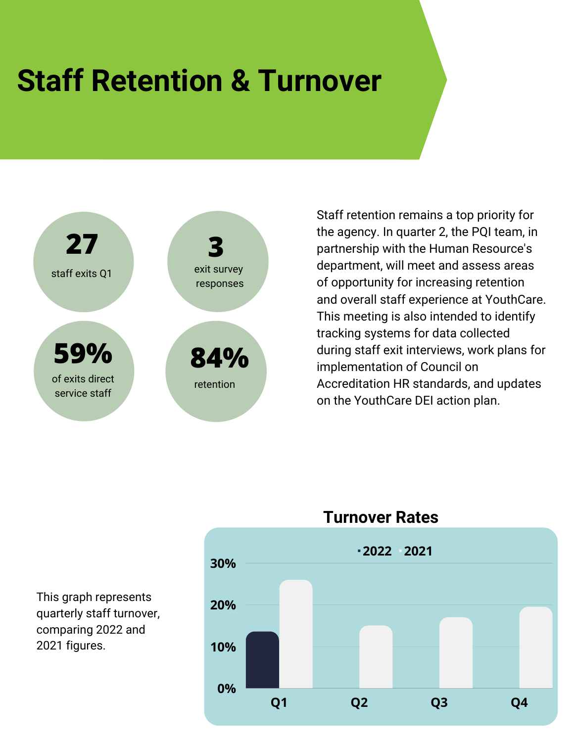# Staff Retention & Turnover

**27**
staff exits Q1

**3**
exit survey responses

**59%**
of exits direct service staff

**84%**
retention

Staff retention remains a top priority for the agency. In quarter 2, the PQI team, in partnership with the Human Resource's department, will meet and assess areas of opportunity for increasing retention and overall staff experience at YouthCare. This meeting is also intended to identify tracking systems for data collected during staff exit interviews, work plans for implementation of Council on Accreditation HR standards, and updates on the YouthCare DEI action plan.

This graph represents quarterly staff turnover, comparing 2022 and 2021 figures.

## Turnover Rates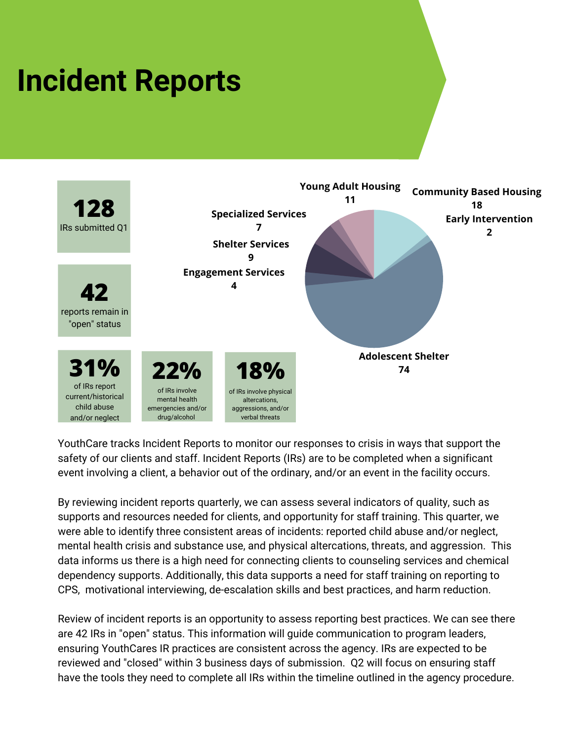# Incident Reports

**128**
IRs submitted Q1

**42**
reports remain in "open" status

**31%**
of IRs report current/historical child abuse and/or neglect

**22%**
of IRs involve mental health emergencies and/or drug/alcohol

**18%**
of IRs involve physical altercations, aggressions, and/or verbal threats

| Program | IRs |
| --- | --- |
| Young Adult Housing | 11 |
| Community Based Housing | 18 |
| Early Intervention | 2 |
| Specialized Services | 7 |
| Shelter Services | 9 |
| Engagement Services | 4 |
| Adolescent Shelter | 74 |

YouthCare tracks Incident Reports to monitor our responses to crisis in ways that support the safety of our clients and staff. Incident Reports (IRs) are to be completed when a significant event involving a client, a behavior out of the ordinary, and/or an event in the facility occurs.

By reviewing incident reports quarterly, we can assess several indicators of quality, such as supports and resources needed for clients, and opportunity for staff training. This quarter, we were able to identify three consistent areas of incidents: reported child abuse and/or neglect, mental health crisis and substance use, and physical altercations, threats, and aggression. This data informs us there is a high need for connecting clients to counseling services and chemical dependency supports. Additionally, this data supports a need for staff training on reporting to CPS, motivational interviewing, de-escalation skills and best practices, and harm reduction.

Review of incident reports is an opportunity to assess reporting best practices. We can see there are 42 IRs in "open" status. This information will guide communication to program leaders, ensuring YouthCares IR practices are consistent across the agency. IRs are expected to be reviewed and "closed" within 3 business days of submission. Q2 will focus on ensuring staff have the tools they need to complete all IRs within the timeline outlined in the agency procedure.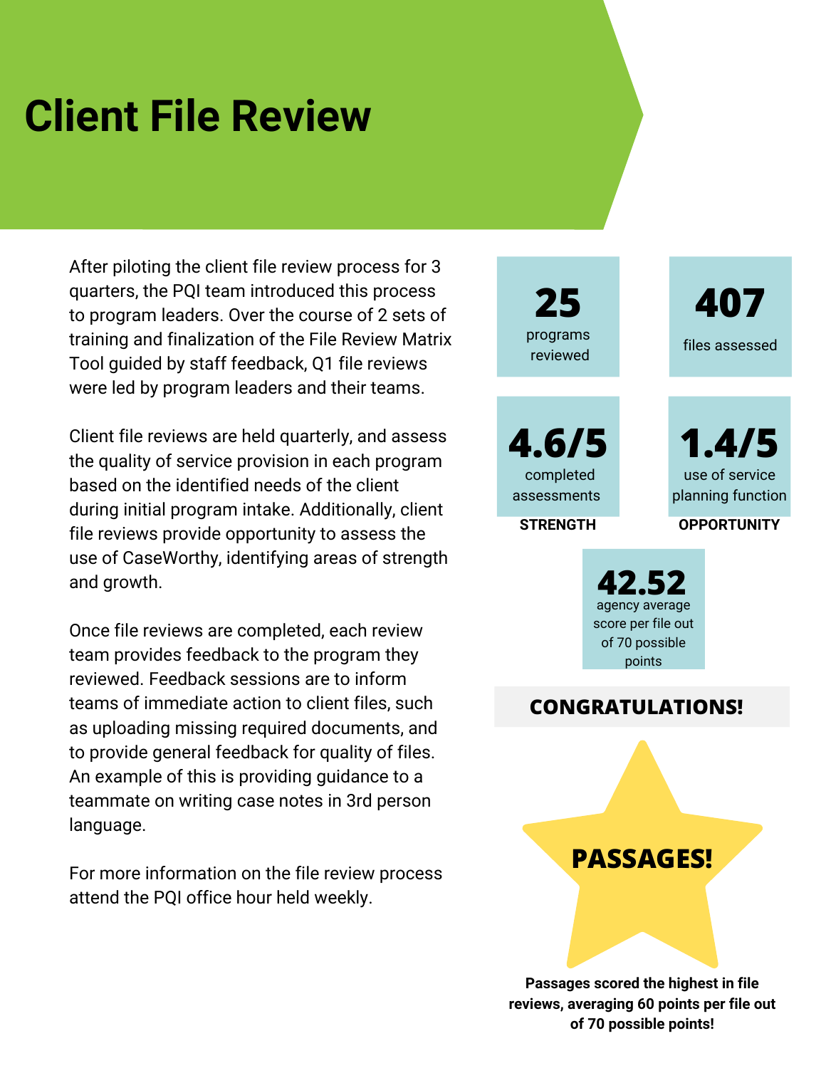# Client File Review

After piloting the client file review process for 3 quarters, the PQI team introduced this process to program leaders. Over the course of 2 sets of training and finalization of the File Review Matrix Tool guided by staff feedback, Q1 file reviews were led by program leaders and their teams.

Client file reviews are held quarterly, and assess the quality of service provision in each program based on the identified needs of the client during initial program intake. Additionally, client file reviews provide opportunity to assess the use of CaseWorthy, identifying areas of strength and growth.

Once file reviews are completed, each review team provides feedback to the program they reviewed. Feedback sessions are to inform teams of immediate action to client files, such as uploading missing required documents, and to provide general feedback for quality of files. An example of this is providing guidance to a teammate on writing case notes in 3rd person language.

For more information on the file review process attend the PQI office hour held weekly.

**25**
programs reviewed

**407**
files assessed

**4.6/5**
completed assessments
**STRENGTH**

**1.4/5**
use of service planning function
**OPPORTUNITY**

**42.52**
agency average score per file out of 70 possible points

**CONGRATULATIONS!**

**PASSAGES!**

**Passages scored the highest in file reviews, averaging 60 points per file out of 70 possible points!**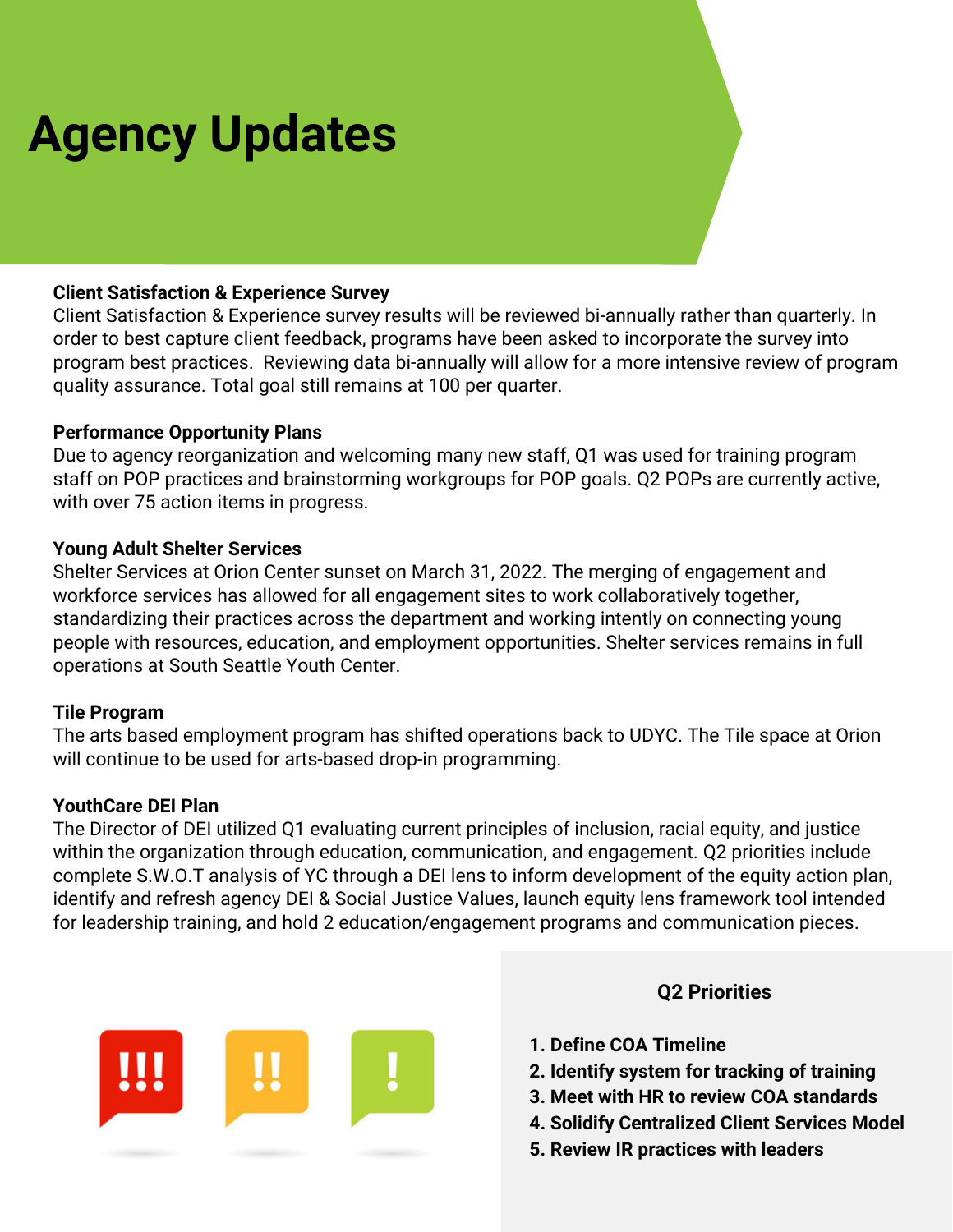# Agency Updates

**Client Satisfaction & Experience Survey**

Client Satisfaction & Experience survey results will be reviewed bi-annually rather than quarterly. In order to best capture client feedback, programs have been asked to incorporate the survey into program best practices. Reviewing data bi-annually will allow for a more intensive review of program quality assurance. Total goal still remains at 100 per quarter.

**Performance Opportunity Plans**

Due to agency reorganization and welcoming many new staff, Q1 was used for training program staff on POP practices and brainstorming workgroups for POP goals. Q2 POPs are currently active, with over 75 action items in progress.

**Young Adult Shelter Services**

Shelter Services at Orion Center sunset on March 31, 2022. The merging of engagement and workforce services has allowed for all engagement sites to work collaboratively together, standardizing their practices across the department and working intently on connecting young people with resources, education, and employment opportunities. Shelter services remains in full operations at South Seattle Youth Center.

**Tile Program**

The arts based employment program has shifted operations back to UDYC. The Tile space at Orion will continue to be used for arts-based drop-in programming.

**YouthCare DEI Plan**

The Director of DEI utilized Q1 evaluating current principles of inclusion, racial equity, and justice within the organization through education, communication, and engagement. Q2 priorities include complete S.W.O.T analysis of YC through a DEI lens to inform development of the equity action plan, identify and refresh agency DEI & Social Justice Values, launch equity lens framework tool intended for leadership training, and hold 2 education/engagement programs and communication pieces.

**Q2 Priorities**

1. **Define COA Timeline**
2. **Identify system for tracking of training**
3. **Meet with HR to review COA standards**
4. **Solidify Centralized Client Services Model**
5. **Review IR practices with leaders**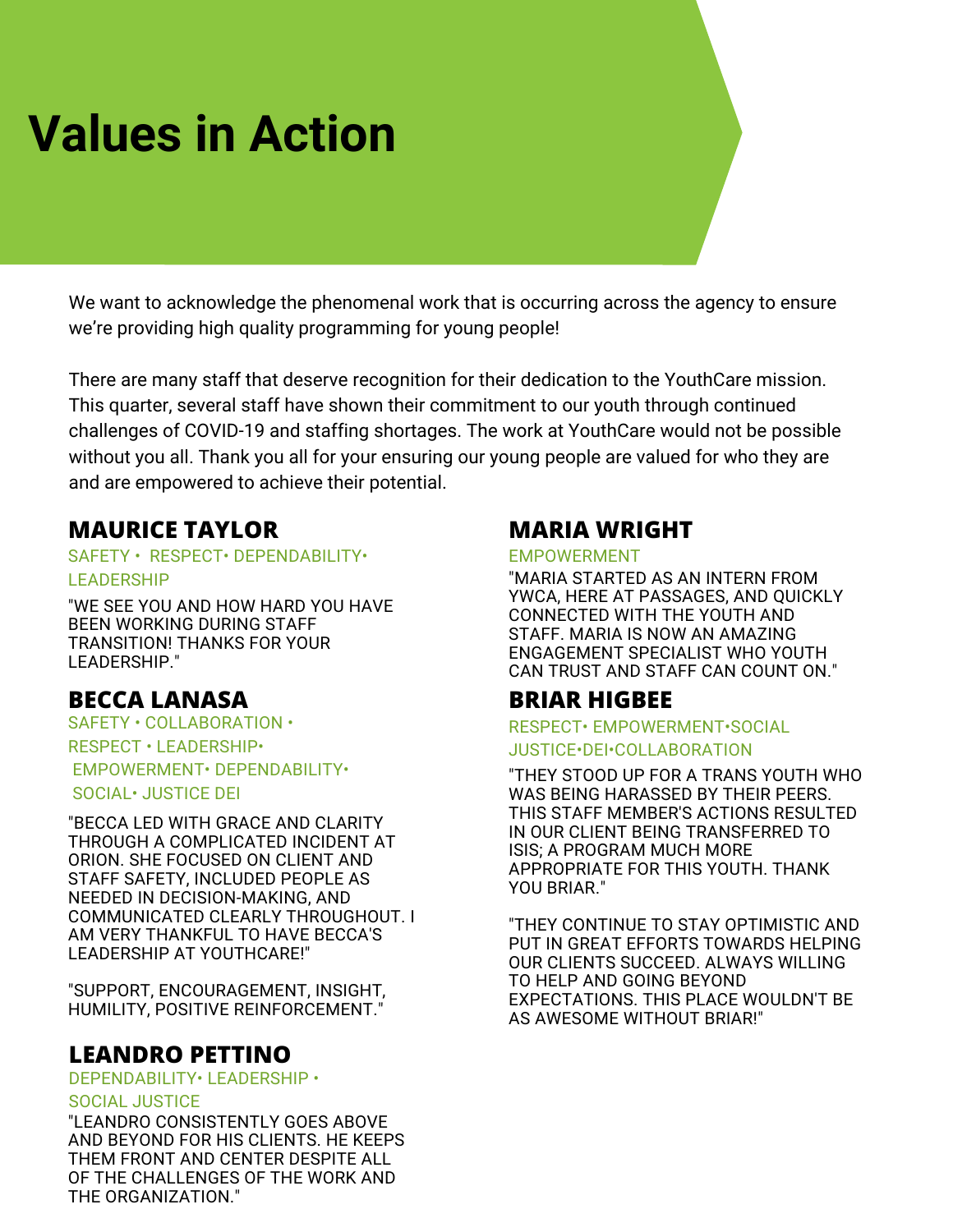# Values in Action

We want to acknowledge the phenomenal work that is occurring across the agency to ensure we're providing high quality programming for young people!

There are many staff that deserve recognition for their dedication to the YouthCare mission. This quarter, several staff have shown their commitment to our youth through continued challenges of COVID-19 and staffing shortages. The work at YouthCare would not be possible without you all. Thank you all for your ensuring our young people are valued for who they are and are empowered to achieve their potential.

## MAURICE TAYLOR

SAFETY • RESPECT• DEPENDABILITY• LEADERSHIP

"WE SEE YOU AND HOW HARD YOU HAVE BEEN WORKING DURING STAFF TRANSITION! THANKS FOR YOUR LEADERSHIP."

## BECCA LANASA

SAFETY • COLLABORATION • RESPECT • LEADERSHIP• EMPOWERMENT• DEPENDABILITY• SOCIAL• JUSTICE DEI

"BECCA LED WITH GRACE AND CLARITY THROUGH A COMPLICATED INCIDENT AT ORION. SHE FOCUSED ON CLIENT AND STAFF SAFETY, INCLUDED PEOPLE AS NEEDED IN DECISION-MAKING, AND COMMUNICATED CLEARLY THROUGHOUT. I AM VERY THANKFUL TO HAVE BECCA'S LEADERSHIP AT YOUTHCARE!"

"SUPPORT, ENCOURAGEMENT, INSIGHT, HUMILITY, POSITIVE REINFORCEMENT."

## LEANDRO PETTINO

DEPENDABILITY• LEADERSHIP • SOCIAL JUSTICE

"LEANDRO CONSISTENTLY GOES ABOVE AND BEYOND FOR HIS CLIENTS. HE KEEPS THEM FRONT AND CENTER DESPITE ALL OF THE CHALLENGES OF THE WORK AND THE ORGANIZATION."

## MARIA WRIGHT

EMPOWERMENT

"MARIA STARTED AS AN INTERN FROM YWCA, HERE AT PASSAGES, AND QUICKLY CONNECTED WITH THE YOUTH AND STAFF. MARIA IS NOW AN AMAZING ENGAGEMENT SPECIALIST WHO YOUTH CAN TRUST AND STAFF CAN COUNT ON."

## BRIAR HIGBEE

RESPECT• EMPOWERMENT•SOCIAL JUSTICE•DEI•COLLABORATION

"THEY STOOD UP FOR A TRANS YOUTH WHO WAS BEING HARASSED BY THEIR PEERS. THIS STAFF MEMBER'S ACTIONS RESULTED IN OUR CLIENT BEING TRANSFERRED TO ISIS; A PROGRAM MUCH MORE APPROPRIATE FOR THIS YOUTH. THANK YOU BRIAR."

"THEY CONTINUE TO STAY OPTIMISTIC AND PUT IN GREAT EFFORTS TOWARDS HELPING OUR CLIENTS SUCCEED. ALWAYS WILLING TO HELP AND GOING BEYOND EXPECTATIONS. THIS PLACE WOULDN'T BE AS AWESOME WITHOUT BRIAR!"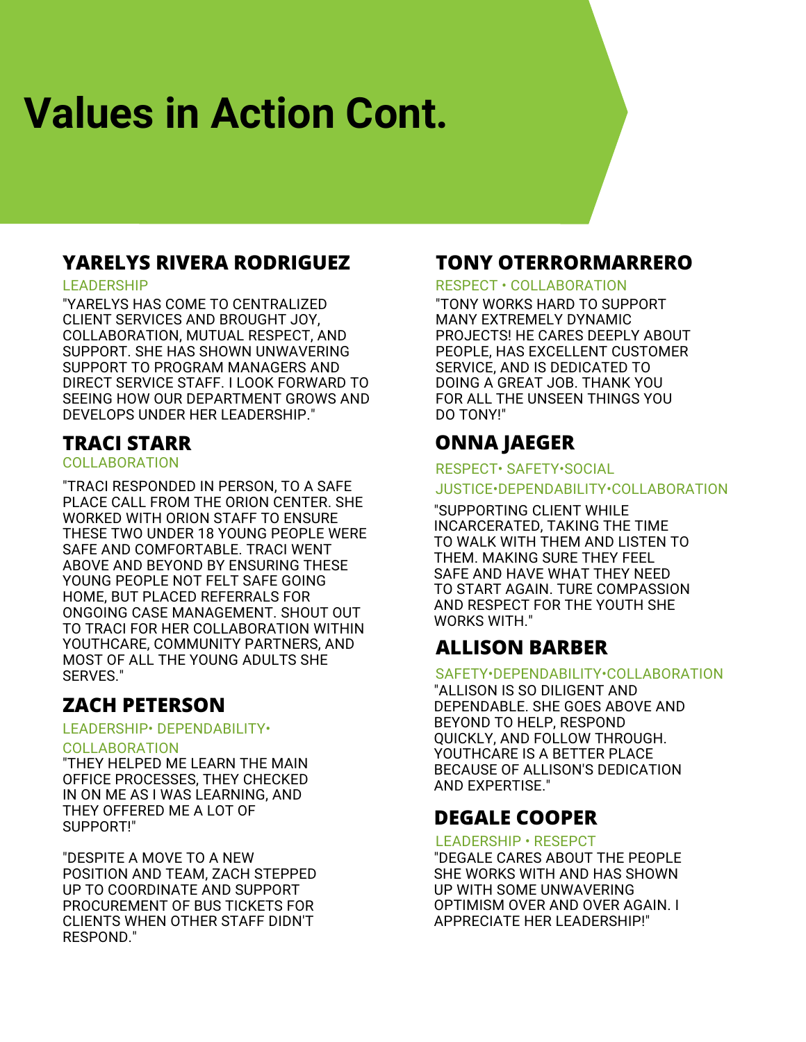# Values in Action Cont.

## YARELYS RIVERA RODRIGUEZ

LEADERSHIP

"YARELYS HAS COME TO CENTRALIZED CLIENT SERVICES AND BROUGHT JOY, COLLABORATION, MUTUAL RESPECT, AND SUPPORT. SHE HAS SHOWN UNWAVERING SUPPORT TO PROGRAM MANAGERS AND DIRECT SERVICE STAFF. I LOOK FORWARD TO SEEING HOW OUR DEPARTMENT GROWS AND DEVELOPS UNDER HER LEADERSHIP."

## TRACI STARR

COLLABORATION

"TRACI RESPONDED IN PERSON, TO A SAFE PLACE CALL FROM THE ORION CENTER. SHE WORKED WITH ORION STAFF TO ENSURE THESE TWO UNDER 18 YOUNG PEOPLE WERE SAFE AND COMFORTABLE. TRACI WENT ABOVE AND BEYOND BY ENSURING THESE YOUNG PEOPLE NOT FELT SAFE GOING HOME, BUT PLACED REFERRALS FOR ONGOING CASE MANAGEMENT. SHOUT OUT TO TRACI FOR HER COLLABORATION WITHIN YOUTHCARE, COMMUNITY PARTNERS, AND MOST OF ALL THE YOUNG ADULTS SHE SERVES."

## ZACH PETERSON

LEADERSHIP• DEPENDABILITY• COLLABORATION

"THEY HELPED ME LEARN THE MAIN OFFICE PROCESSES, THEY CHECKED IN ON ME AS I WAS LEARNING, AND THEY OFFERED ME A LOT OF SUPPORT!"

"DESPITE A MOVE TO A NEW POSITION AND TEAM, ZACH STEPPED UP TO COORDINATE AND SUPPORT PROCUREMENT OF BUS TICKETS FOR CLIENTS WHEN OTHER STAFF DIDN'T RESPOND."

## TONY OTERRORMARRERO

RESPECT • COLLABORATION

"TONY WORKS HARD TO SUPPORT MANY EXTREMELY DYNAMIC PROJECTS! HE CARES DEEPLY ABOUT PEOPLE, HAS EXCELLENT CUSTOMER SERVICE, AND IS DEDICATED TO DOING A GREAT JOB. THANK YOU FOR ALL THE UNSEEN THINGS YOU DO TONY!"

## ONNA JAEGER

RESPECT• SAFETY•SOCIAL JUSTICE•DEPENDABILITY•COLLABORATION

"SUPPORTING CLIENT WHILE INCARCERATED, TAKING THE TIME TO WALK WITH THEM AND LISTEN TO THEM. MAKING SURE THEY FEEL SAFE AND HAVE WHAT THEY NEED TO START AGAIN. TURE COMPASSION AND RESPECT FOR THE YOUTH SHE WORKS WITH."

## ALLISON BARBER

SAFETY•DEPENDABILITY•COLLABORATION

"ALLISON IS SO DILIGENT AND DEPENDABLE. SHE GOES ABOVE AND BEYOND TO HELP, RESPOND QUICKLY, AND FOLLOW THROUGH. YOUTHCARE IS A BETTER PLACE BECAUSE OF ALLISON'S DEDICATION AND EXPERTISE."

## DEGALE COOPER

LEADERSHIP • RESEPCT

"DEGALE CARES ABOUT THE PEOPLE SHE WORKS WITH AND HAS SHOWN UP WITH SOME UNWAVERING OPTIMISM OVER AND OVER AGAIN. I APPRECIATE HER LEADERSHIP!"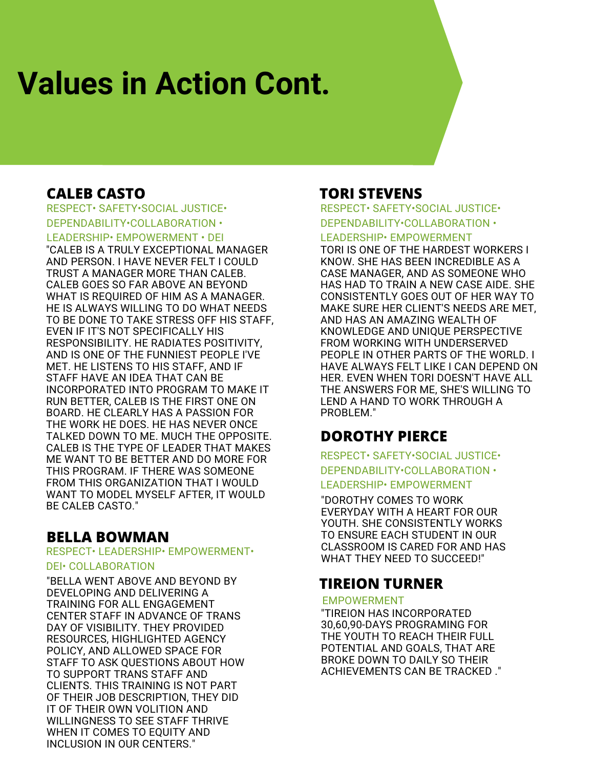# Values in Action Cont.

## CALEB CASTO

RESPECT• SAFETY•SOCIAL JUSTICE• DEPENDABILITY•COLLABORATION • LEADERSHIP• EMPOWERMENT • DEI

"CALEB IS A TRULY EXCEPTIONAL MANAGER AND PERSON. I HAVE NEVER FELT I COULD TRUST A MANAGER MORE THAN CALEB. CALEB GOES SO FAR ABOVE AN BEYOND WHAT IS REQUIRED OF HIM AS A MANAGER. HE IS ALWAYS WILLING TO DO WHAT NEEDS TO BE DONE TO TAKE STRESS OFF HIS STAFF, EVEN IF IT'S NOT SPECIFICALLY HIS RESPONSIBILITY. HE RADIATES POSITIVITY, AND IS ONE OF THE FUNNIEST PEOPLE I'VE MET. HE LISTENS TO HIS STAFF, AND IF STAFF HAVE AN IDEA THAT CAN BE INCORPORATED INTO PROGRAM TO MAKE IT RUN BETTER, CALEB IS THE FIRST ONE ON BOARD. HE CLEARLY HAS A PASSION FOR THE WORK HE DOES. HE HAS NEVER ONCE TALKED DOWN TO ME. MUCH THE OPPOSITE. CALEB IS THE TYPE OF LEADER THAT MAKES ME WANT TO BE BETTER AND DO MORE FOR THIS PROGRAM. IF THERE WAS SOMEONE FROM THIS ORGANIZATION THAT I WOULD WANT TO MODEL MYSELF AFTER, IT WOULD BE CALEB CASTO."

## BELLA BOWMAN

RESPECT• LEADERSHIP• EMPOWERMENT• DEI• COLLABORATION

"BELLA WENT ABOVE AND BEYOND BY DEVELOPING AND DELIVERING A TRAINING FOR ALL ENGAGEMENT CENTER STAFF IN ADVANCE OF TRANS DAY OF VISIBILITY. THEY PROVIDED RESOURCES, HIGHLIGHTED AGENCY POLICY, AND ALLOWED SPACE FOR STAFF TO ASK QUESTIONS ABOUT HOW TO SUPPORT TRANS STAFF AND CLIENTS. THIS TRAINING IS NOT PART OF THEIR JOB DESCRIPTION, THEY DID IT OF THEIR OWN VOLITION AND WILLINGNESS TO SEE STAFF THRIVE WHEN IT COMES TO EQUITY AND INCLUSION IN OUR CENTERS."

## TORI STEVENS

RESPECT• SAFETY•SOCIAL JUSTICE• DEPENDABILITY•COLLABORATION • LEADERSHIP• EMPOWERMENT

TORI IS ONE OF THE HARDEST WORKERS I KNOW. SHE HAS BEEN INCREDIBLE AS A CASE MANAGER, AND AS SOMEONE WHO HAS HAD TO TRAIN A NEW CASE AIDE. SHE CONSISTENTLY GOES OUT OF HER WAY TO MAKE SURE HER CLIENT'S NEEDS ARE MET, AND HAS AN AMAZING WEALTH OF KNOWLEDGE AND UNIQUE PERSPECTIVE FROM WORKING WITH UNDERSERVED PEOPLE IN OTHER PARTS OF THE WORLD. I HAVE ALWAYS FELT LIKE I CAN DEPEND ON HER. EVEN WHEN TORI DOESN'T HAVE ALL THE ANSWERS FOR ME, SHE'S WILLING TO LEND A HAND TO WORK THROUGH A PROBLEM."

## DOROTHY PIERCE

RESPECT• SAFETY•SOCIAL JUSTICE• DEPENDABILITY•COLLABORATION • LEADERSHIP• EMPOWERMENT

"DOROTHY COMES TO WORK EVERYDAY WITH A HEART FOR OUR YOUTH. SHE CONSISTENTLY WORKS TO ENSURE EACH STUDENT IN OUR CLASSROOM IS CARED FOR AND HAS WHAT THEY NEED TO SUCCEED!"

## TIREION TURNER

EMPOWERMENT

"TIREION HAS INCORPORATED 30,60,90-DAYS PROGRAMING FOR THE YOUTH TO REACH THEIR FULL POTENTIAL AND GOALS, THAT ARE BROKE DOWN TO DAILY SO THEIR ACHIEVEMENTS CAN BE TRACKED ."